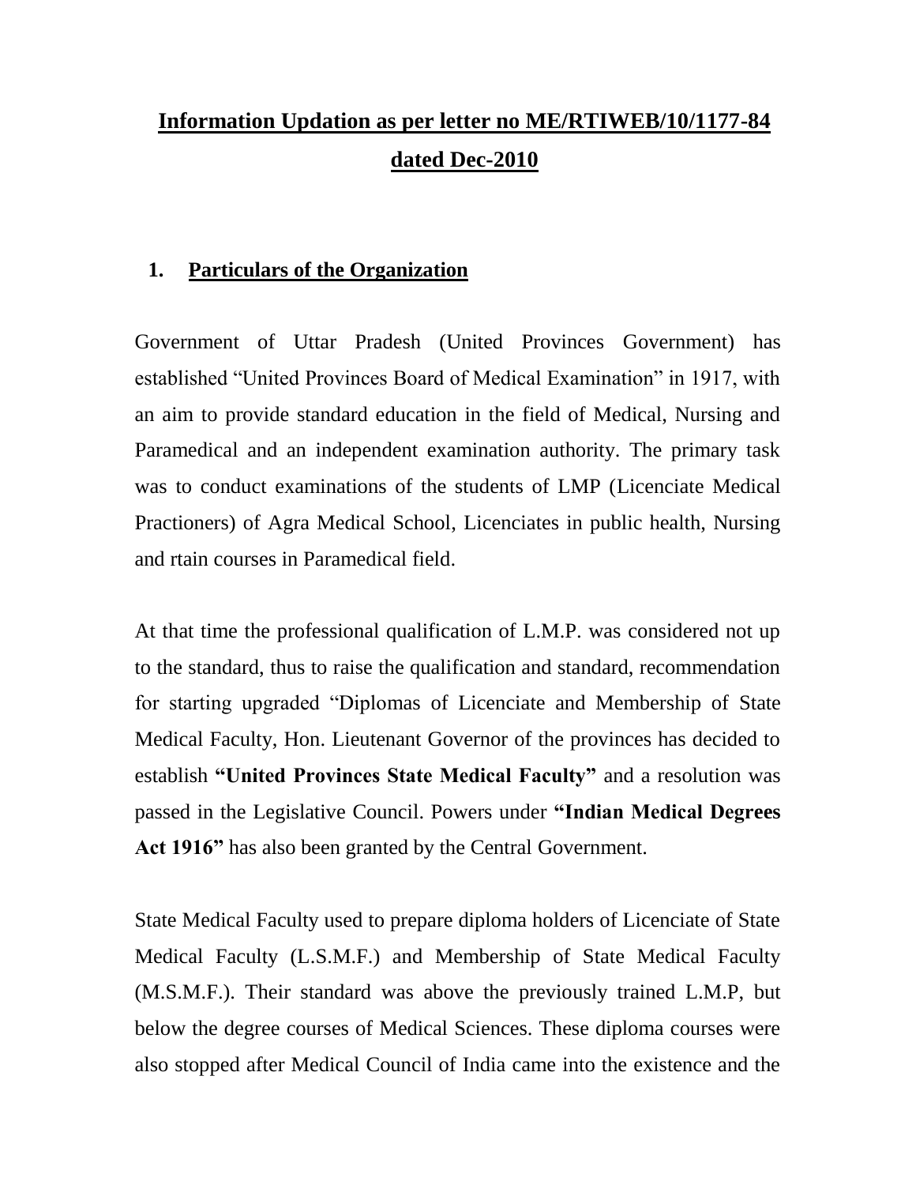# Information Updation as per letter no ME/RTIWEB/10/1177-84 dated Dec-2010

## 1. Particulars of the Organization

Government of Uttar Pradesh (United Provinces Government) has established "United Provinces Board of Medical Examination" in 1917, with an aim to provide standard education in the field of Medical, Nursing and Paramedical and an independent examination authority. The primary task was to conduct examinations of the students of LMP (Licenciate Medical Practioners) of Agra Medical School, Licenciates in public health, Nursing and rtain courses in Paramedical field.

At that time the professional qualification of L.M.P. was considered not up to the standard, thus to raise the qualification and standard, recommendation for starting upgraded "Diplomas of Licenciate and Membership of State Medical Faculty, Hon. Lieutenant Governor of the provinces has decided to establish **"United Provinces State Medical Faculty"** and a resolution was passed in the Legislative Council. Powers under **"Indian Medical Degrees Act 1916"** has also been granted by the Central Government.

State Medical Faculty used to prepare diploma holders of Licenciate of State Medical Faculty (L.S.M.F.) and Membership of State Medical Faculty (M.S.M.F.). Their standard was above the previously trained L.M.P, but below the degree courses of Medical Sciences. These diploma courses were also stopped after Medical Council of India came into the existence and the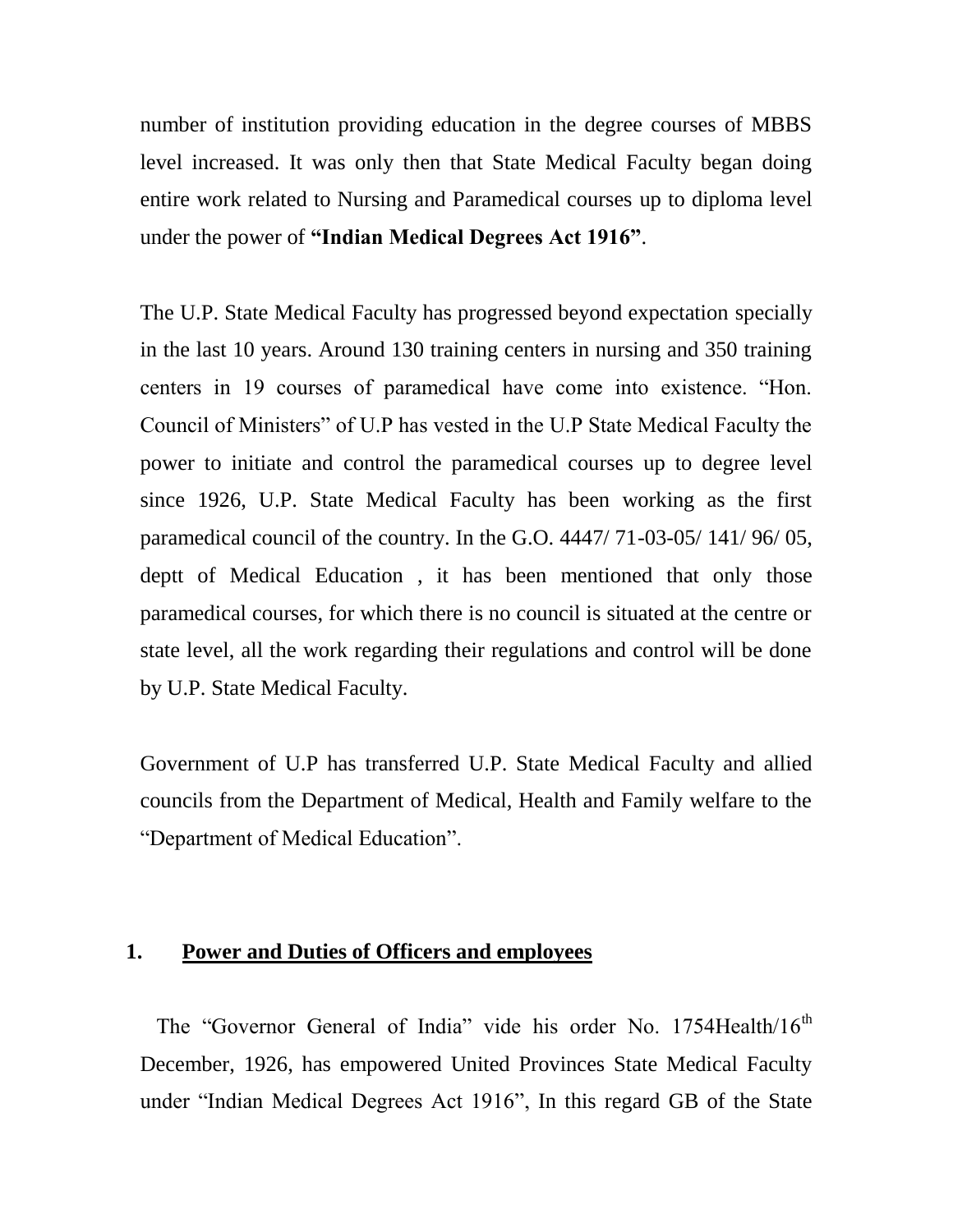number of institution providing education in the degree courses of MBBS level increased. It was only then that State Medical Faculty began doing entire work related to Nursing and Paramedical courses up to diploma level under the power of **"Indian Medical Degrees Act 1916"**.

The U.P. State Medical Faculty has progressed beyond expectation specially in the last 10 years. Around 130 training centers in nursing and 350 training centers in 19 courses of paramedical have come into existence. "Hon. Council of Ministers" of U.P has vested in the U.P State Medical Faculty the power to initiate and control the paramedical courses up to degree level since 1926, U.P. State Medical Faculty has been working as the first paramedical council of the country. In the G.O. 4447/ 71-03-05/ 141/ 96/ 05, deptt of Medical Education , it has been mentioned that only those paramedical courses, for which there is no council is situated at the centre or state level, all the work regarding their regulations and control will be done by U.P. State Medical Faculty.

Government of U.P has transferred U.P. State Medical Faculty and allied councils from the Department of Medical, Health and Family welfare to the "Department of Medical Education".

## 1. Power and Duties of Officers and employees

The "Governor General of India" vide his order No. 1754Health/16th December, 1926, has empowered United Provinces State Medical Faculty under "Indian Medical Degrees Act 1916", In this regard GB of the State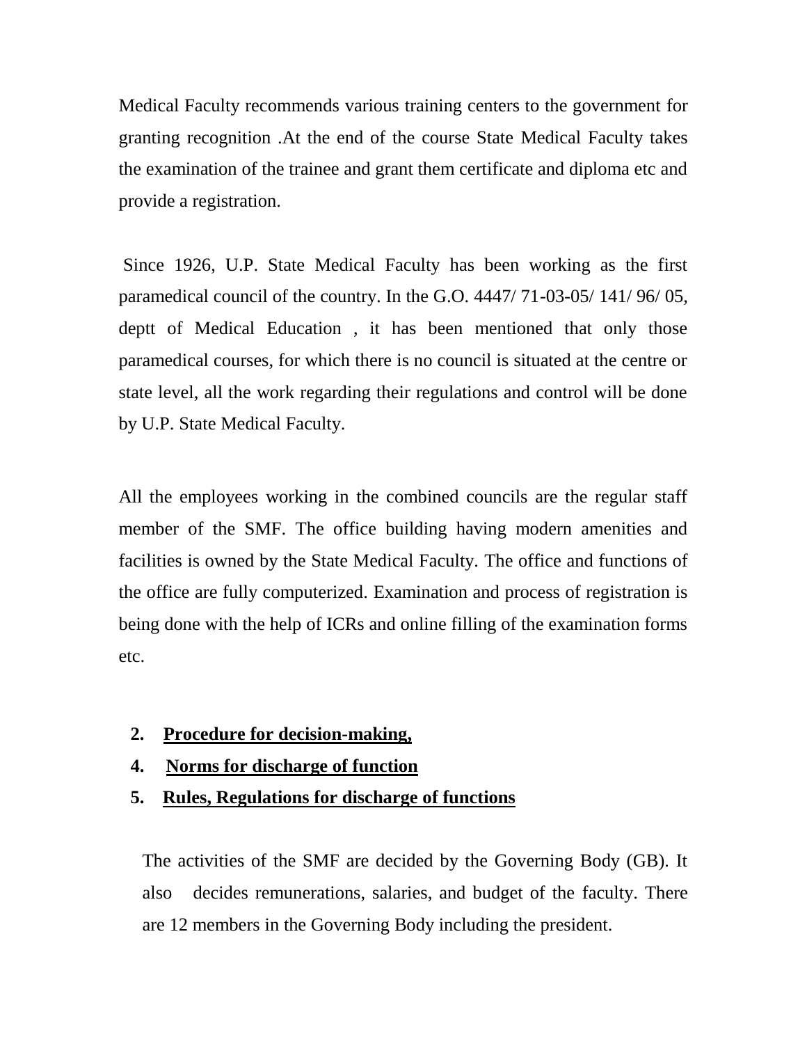Medical Faculty recommends various training centers to the government for granting recognition .At the end of the course State Medical Faculty takes the examination of the trainee and grant them certificate and diploma etc and provide a registration.

Since 1926, U.P. State Medical Faculty has been working as the first paramedical council of the country. In the G.O. 4447/ 71-03-05/ 141/ 96/ 05, deptt of Medical Education , it has been mentioned that only those paramedical courses, for which there is no council is situated at the centre or state level, all the work regarding their regulations and control will be done by U.P. State Medical Faculty.

All the employees working in the combined councils are the regular staff member of the SMF. The office building having modern amenities and facilities is owned by the State Medical Faculty. The office and functions of the office are fully computerized. Examination and process of registration is being done with the help of ICRs and online filling of the examination forms etc.

**2. <u>Procedure for decision-making,</u>**

**4. <u>Norms for discharge of function</u>**

**5. <u>Rules, Regulations for discharge of functions</u>**

The activities of the SMF are decided by the Governing Body (GB). It also decides remunerations, salaries, and budget of the faculty. There are 12 members in the Governing Body including the president.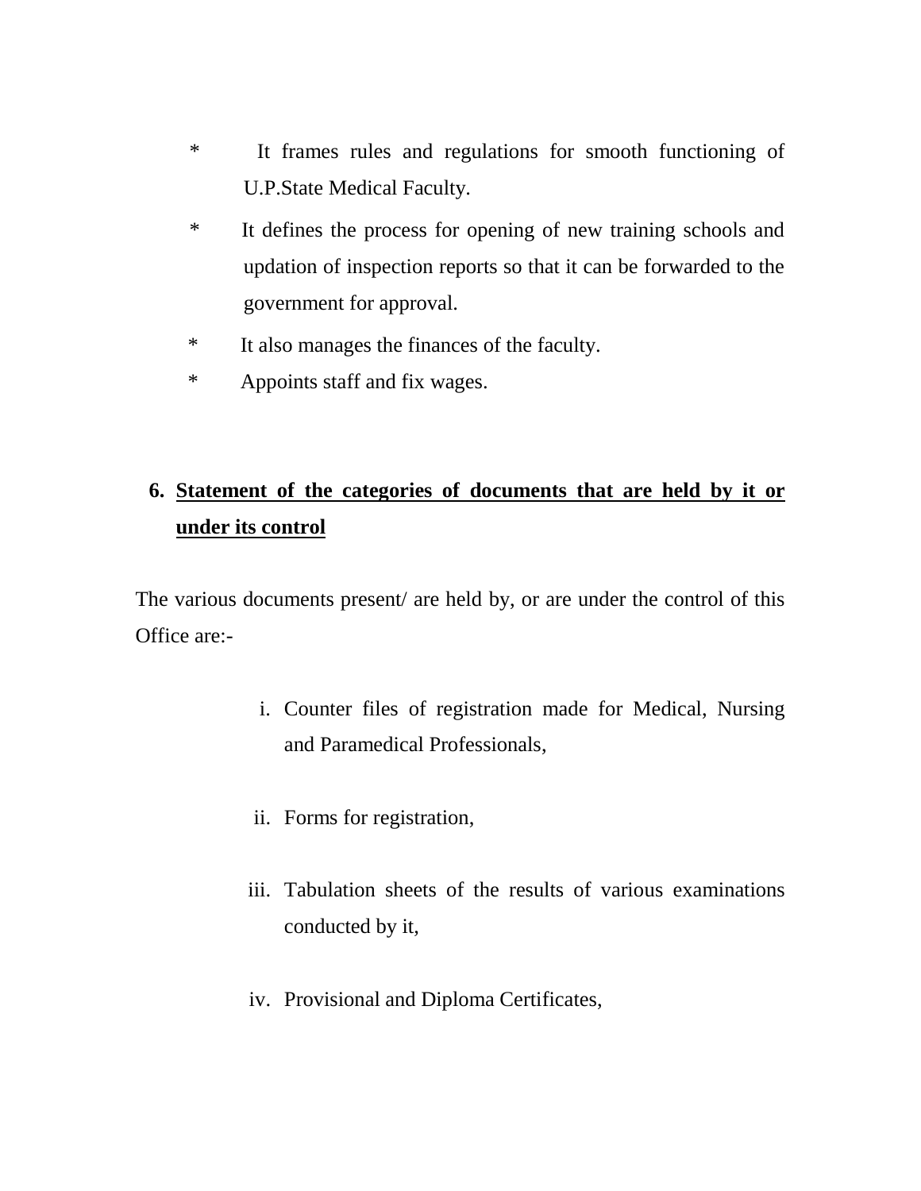* It frames rules and regulations for smooth functioning of U.P.State Medical Faculty.
* It defines the process for opening of new training schools and updation of inspection reports so that it can be forwarded to the government for approval.
* It also manages the finances of the faculty.
* Appoints staff and fix wages.

## 6. <u>Statement of the categories of documents that are held by it or under its control</u>

The various documents present/ are held by, or are under the control of this Office are:-

i. Counter files of registration made for Medical, Nursing and Paramedical Professionals,

ii. Forms for registration,

iii. Tabulation sheets of the results of various examinations conducted by it,

iv. Provisional and Diploma Certificates,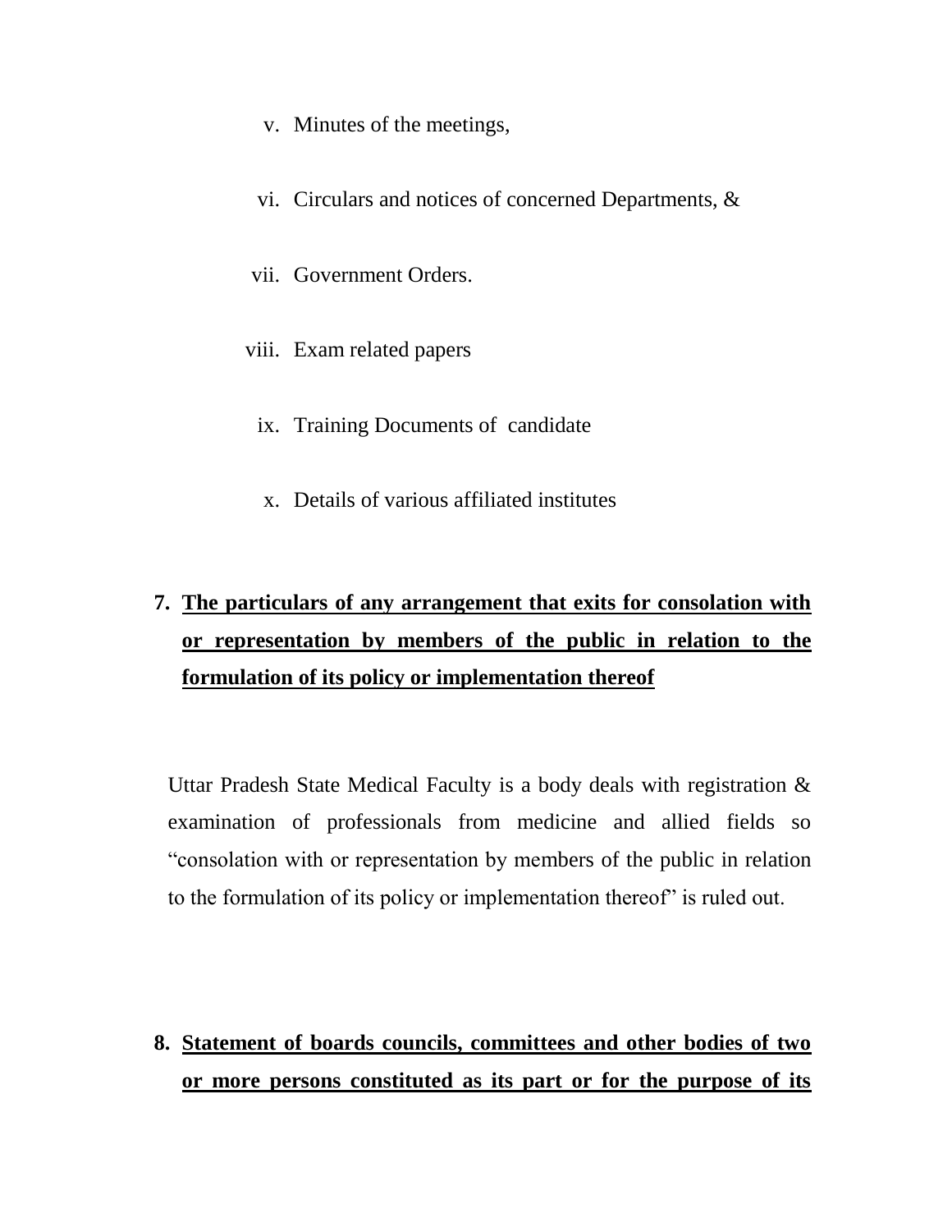v. Minutes of the meetings,

vi. Circulars and notices of concerned Departments, &

vii. Government Orders.

viii. Exam related papers

ix. Training Documents of candidate

x. Details of various affiliated institutes

**7. <u>The particulars of any arrangement that exits for consolation with or representation by members of the public in relation to the formulation of its policy or implementation thereof</u>**

Uttar Pradesh State Medical Faculty is a body deals with registration & examination of professionals from medicine and allied fields so "consolation with or representation by members of the public in relation to the formulation of its policy or implementation thereof" is ruled out.

**8. <u>Statement of boards councils, committees and other bodies of two or more persons constituted as its part or for the purpose of its</u>**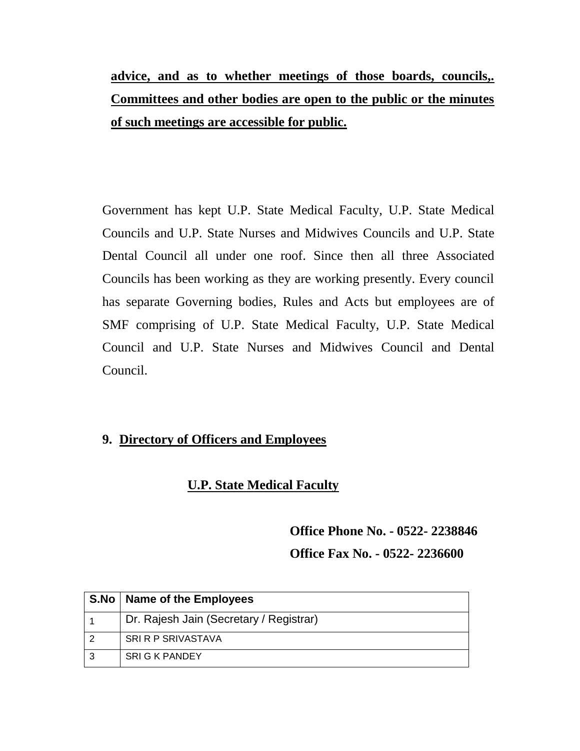**advice, and as to whether meetings of those boards, councils,. Committees and other bodies are open to the public or the minutes of such meetings are accessible for public.**

Government has kept U.P. State Medical Faculty, U.P. State Medical Councils and U.P. State Nurses and Midwives Councils and U.P. State Dental Council all under one roof. Since then all three Associated Councils has been working as they are working presently. Every council has separate Governing bodies, Rules and Acts but employees are of SMF comprising of U.P. State Medical Faculty, U.P. State Medical Council and U.P. State Nurses and Midwives Council and Dental Council.

## 9. Directory of Officers and Employees

### U.P. State Medical Faculty

**Office Phone No. - 0522- 2238846**
**Office Fax No. - 0522- 2236600**

| S.No | Name of the Employees |
|---|---|
| 1 | Dr. Rajesh Jain (Secretary / Registrar) |
| 2 | SRI R P SRIVASTAVA |
| 3 | SRI G K PANDEY |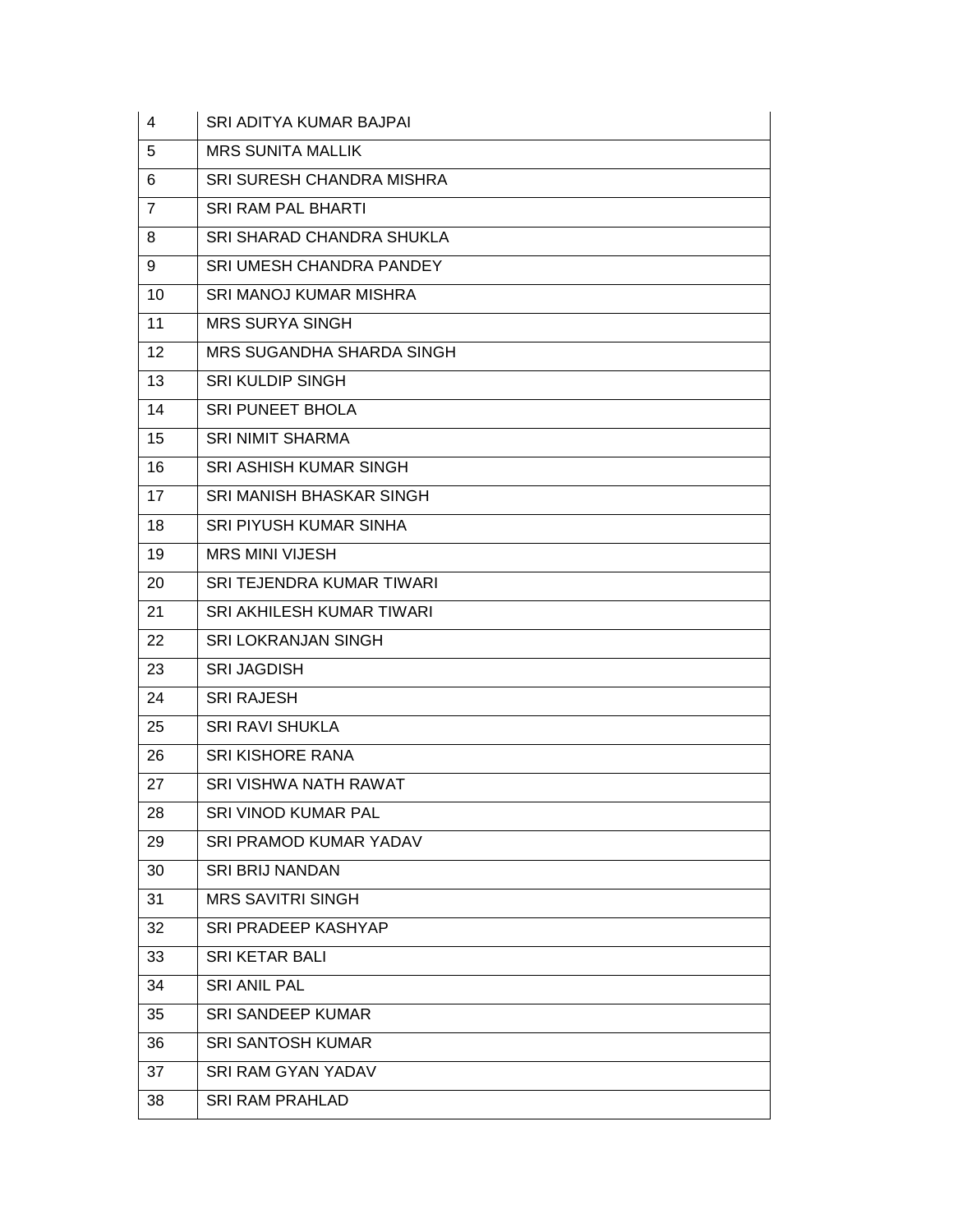| 4 | SRI ADITYA KUMAR BAJPAI |
|---|---|
| 5 | MRS SUNITA MALLIK |
| 6 | SRI SURESH CHANDRA MISHRA |
| 7 | SRI RAM PAL BHARTI |
| 8 | SRI SHARAD CHANDRA SHUKLA |
| 9 | SRI UMESH CHANDRA PANDEY |
| 10 | SRI MANOJ KUMAR MISHRA |
| 11 | MRS SURYA SINGH |
| 12 | MRS SUGANDHA SHARDA SINGH |
| 13 | SRI KULDIP SINGH |
| 14 | SRI PUNEET BHOLA |
| 15 | SRI NIMIT SHARMA |
| 16 | SRI ASHISH KUMAR SINGH |
| 17 | SRI MANISH BHASKAR SINGH |
| 18 | SRI PIYUSH KUMAR SINHA |
| 19 | MRS MINI VIJESH |
| 20 | SRI TEJENDRA KUMAR TIWARI |
| 21 | SRI AKHILESH KUMAR TIWARI |
| 22 | SRI LOKRANJAN SINGH |
| 23 | SRI JAGDISH |
| 24 | SRI RAJESH |
| 25 | SRI RAVI SHUKLA |
| 26 | SRI KISHORE RANA |
| 27 | SRI VISHWA NATH RAWAT |
| 28 | SRI VINOD KUMAR PAL |
| 29 | SRI PRAMOD KUMAR YADAV |
| 30 | SRI BRIJ NANDAN |
| 31 | MRS SAVITRI SINGH |
| 32 | SRI PRADEEP KASHYAP |
| 33 | SRI KETAR BALI |
| 34 | SRI ANIL PAL |
| 35 | SRI SANDEEP KUMAR |
| 36 | SRI SANTOSH KUMAR |
| 37 | SRI RAM GYAN YADAV |
| 38 | SRI RAM PRAHLAD |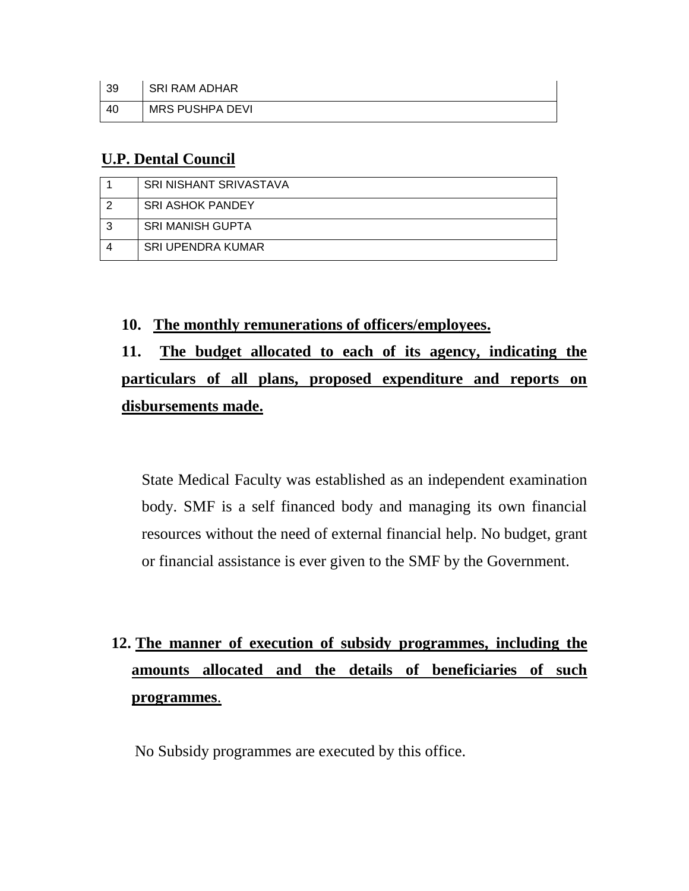| 39 | SRI RAM ADHAR |
|---|---|
| 40 | MRS PUSHPA DEVI |

**U.P. Dental Council**

| 1 | SRI NISHANT SRIVASTAVA |
|---|---|
| 2 | SRI ASHOK PANDEY |
| 3 | SRI MANISH GUPTA |
| 4 | SRI UPENDRA KUMAR |

**10. The monthly remunerations of officers/employees.**

**11. The budget allocated to each of its agency, indicating the particulars of all plans, proposed expenditure and reports on disbursements made.**

State Medical Faculty was established as an independent examination body. SMF is a self financed body and managing its own financial resources without the need of external financial help. No budget, grant or financial assistance is ever given to the SMF by the Government.

**12. The manner of execution of subsidy programmes, including the amounts allocated and the details of beneficiaries of such programmes.**

No Subsidy programmes are executed by this office.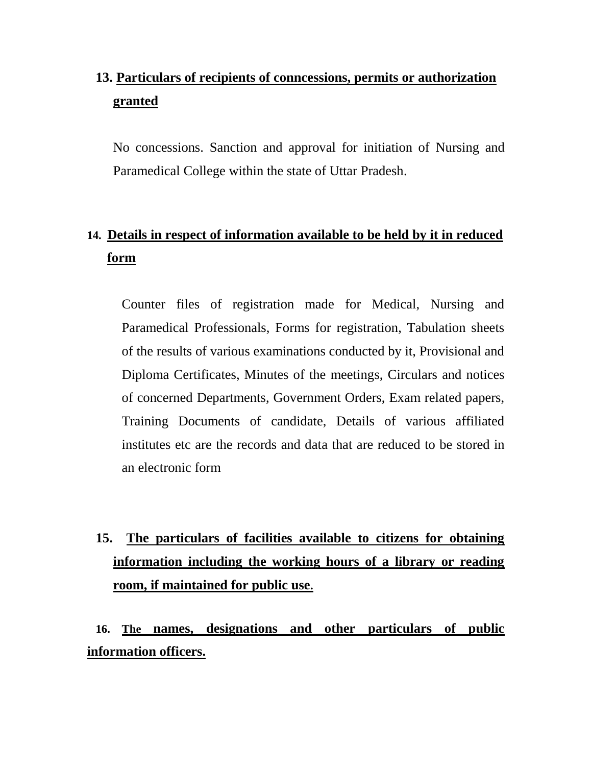**13. Particulars of recipients of conncessions, permits or authorization granted**

No concessions. Sanction and approval for initiation of Nursing and Paramedical College within the state of Uttar Pradesh.

**14. Details in respect of information available to be held by it in reduced form**

Counter files of registration made for Medical, Nursing and Paramedical Professionals, Forms for registration, Tabulation sheets of the results of various examinations conducted by it, Provisional and Diploma Certificates, Minutes of the meetings, Circulars and notices of concerned Departments, Government Orders, Exam related papers, Training Documents of candidate, Details of various affiliated institutes etc are the records and data that are reduced to be stored in an electronic form

**15. The particulars of facilities available to citizens for obtaining information including the working hours of a library or reading room, if maintained for public use.**

**16. The names, designations and other particulars of public information officers.**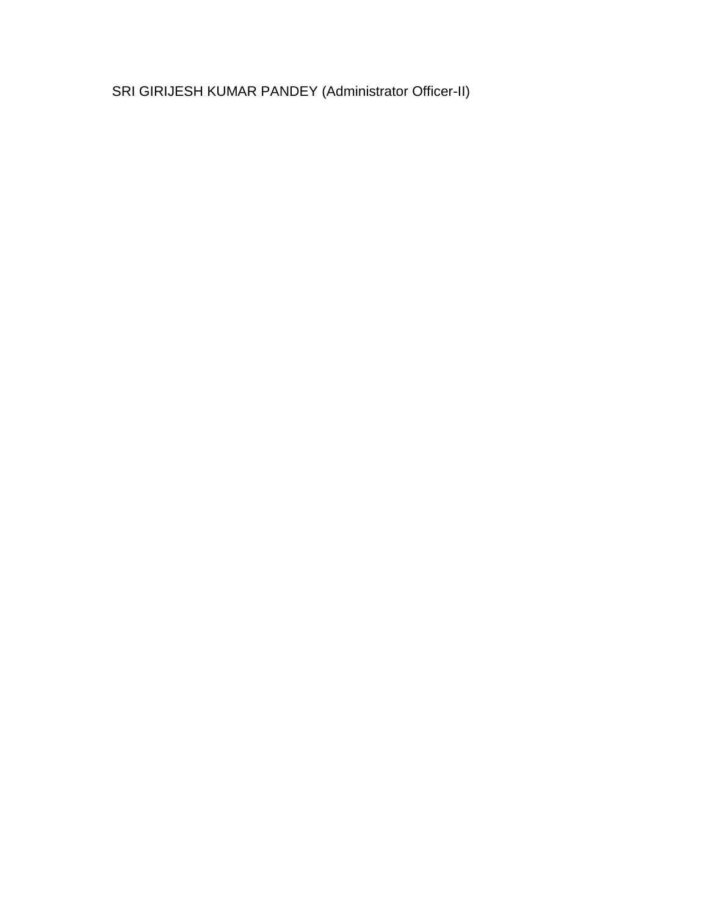SRI GIRIJESH KUMAR PANDEY (Administrator Officer-II)